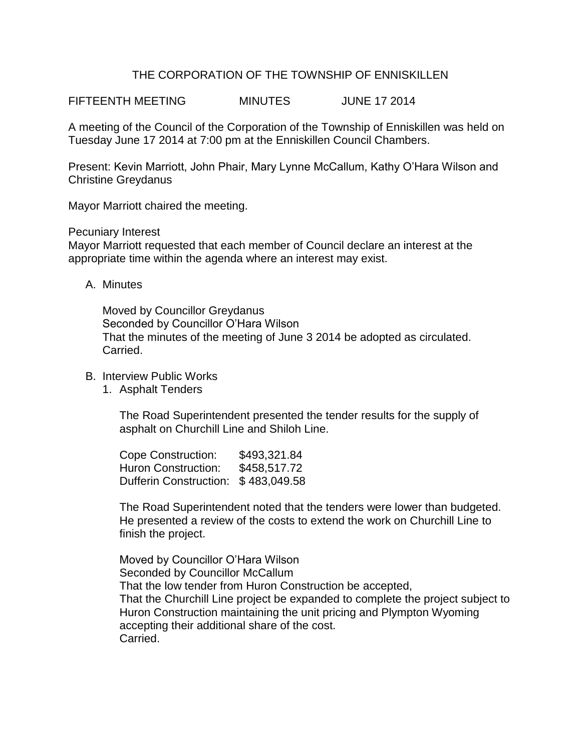# THE CORPORATION OF THE TOWNSHIP OF ENNISKILLEN

FIFTEENTH MEETING MINUTES JUNE 17 2014

A meeting of the Council of the Corporation of the Township of Enniskillen was held on Tuesday June 17 2014 at 7:00 pm at the Enniskillen Council Chambers.

Present: Kevin Marriott, John Phair, Mary Lynne McCallum, Kathy O'Hara Wilson and Christine Greydanus

Mayor Marriott chaired the meeting.

Pecuniary Interest
Mayor Marriott requested that each member of Council declare an interest at the appropriate time within the agenda where an interest may exist.

A. Minutes

Moved by Councillor Greydanus
Seconded by Councillor O'Hara Wilson
That the minutes of the meeting of June 3 2014 be adopted as circulated.
Carried.

B. Interview Public Works

1. Asphalt Tenders

The Road Superintendent presented the tender results for the supply of asphalt on Churchill Line and Shiloh Line.

| | |
|---|---|
| Cope Construction: | $493,321.84 |
| Huron Construction: | $458,517.72 |
| Dufferin Construction: | $ 483,049.58 |

The Road Superintendent noted that the tenders were lower than budgeted. He presented a review of the costs to extend the work on Churchill Line to finish the project.

Moved by Councillor O'Hara Wilson
Seconded by Councillor McCallum
That the low tender from Huron Construction be accepted,
That the Churchill Line project be expanded to complete the project subject to Huron Construction maintaining the unit pricing and Plympton Wyoming accepting their additional share of the cost.
Carried.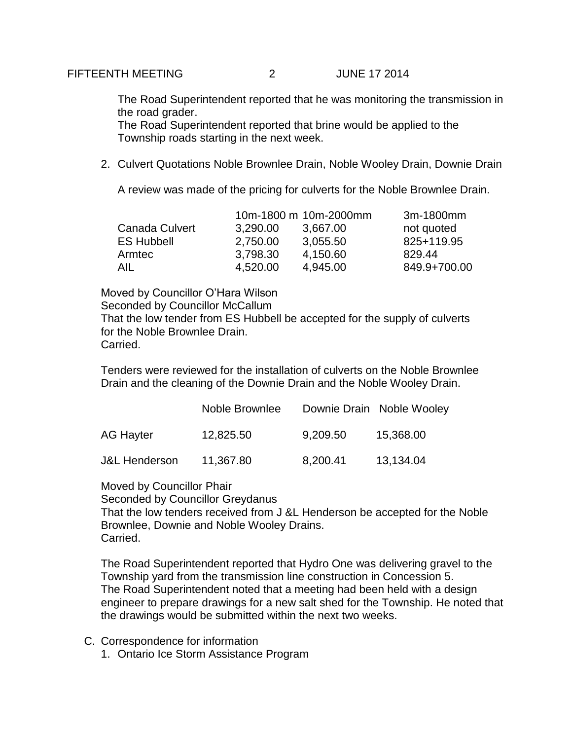The Road Superintendent reported that he was monitoring the transmission in the road grader.
The Road Superintendent reported that brine would be applied to the Township roads starting in the next week.

2. Culvert Quotations Noble Brownlee Drain, Noble Wooley Drain, Downie Drain

A review was made of the pricing for culverts for the Noble Brownlee Drain.

| | 10m-1800 m | 10m-2000mm | 3m-1800mm |
|---|---|---|---|
| Canada Culvert | 3,290.00 | 3,667.00 | not quoted |
| ES Hubbell | 2,750.00 | 3,055.50 | 825+119.95 |
| Armtec | 3,798.30 | 4,150.60 | 829.44 |
| AIL | 4,520.00 | 4,945.00 | 849.9+700.00 |

Moved by Councillor O'Hara Wilson
Seconded by Councillor McCallum
That the low tender from ES Hubbell be accepted for the supply of culverts for the Noble Brownlee Drain.
Carried.

Tenders were reviewed for the installation of culverts on the Noble Brownlee Drain and the cleaning of the Downie Drain and the Noble Wooley Drain.

| | Noble Brownlee | Downie Drain | Noble Wooley |
|---|---|---|---|
| AG Hayter | 12,825.50 | 9,209.50 | 15,368.00 |
| J&L Henderson | 11,367.80 | 8,200.41 | 13,134.04 |

Moved by Councillor Phair
Seconded by Councillor Greydanus
That the low tenders received from J &L Henderson be accepted for the Noble Brownlee, Downie and Noble Wooley Drains.
Carried.

The Road Superintendent reported that Hydro One was delivering gravel to the Township yard from the transmission line construction in Concession 5.
The Road Superintendent noted that a meeting had been held with a design engineer to prepare drawings for a new salt shed for the Township. He noted that the drawings would be submitted within the next two weeks.

C. Correspondence for information
   1. Ontario Ice Storm Assistance Program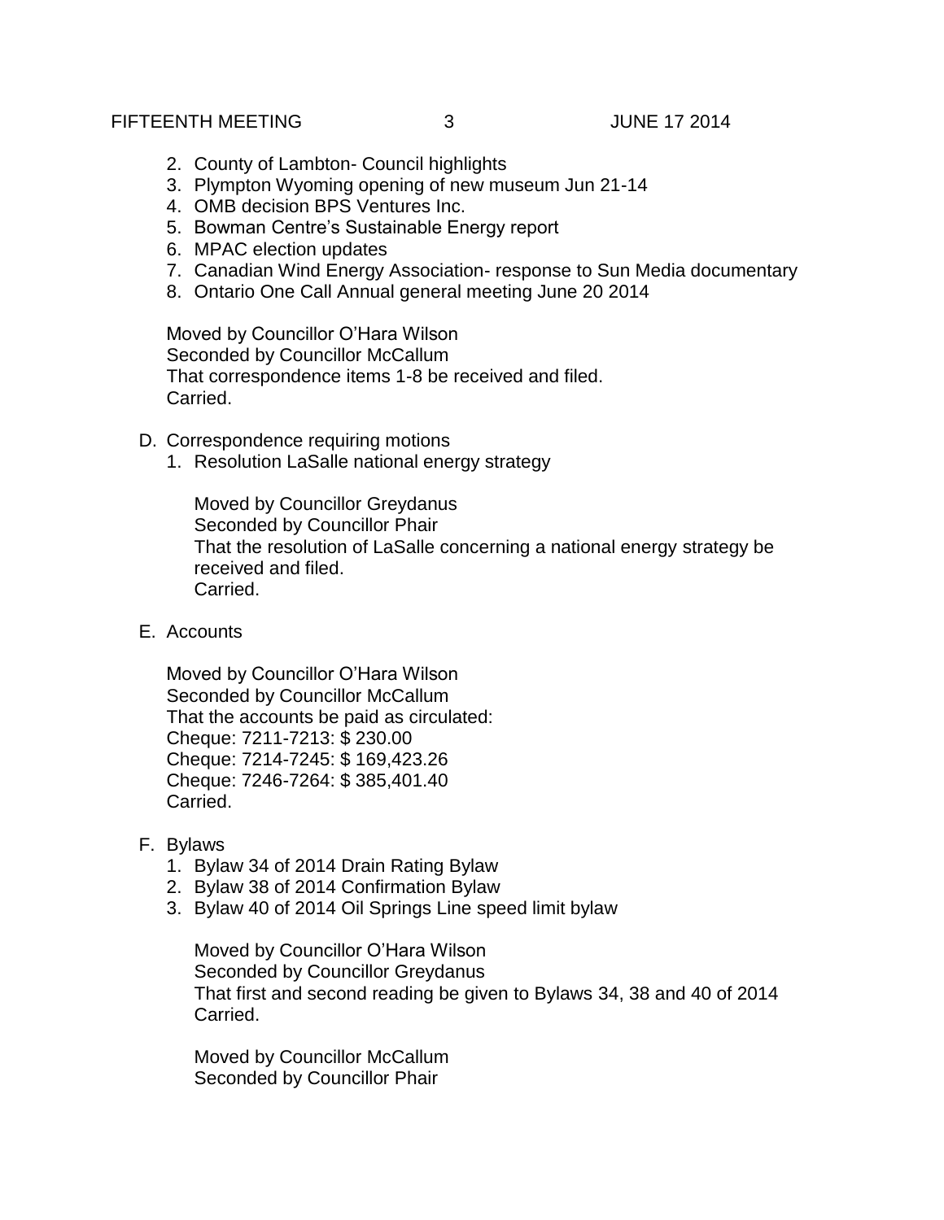2. County of Lambton- Council highlights
3. Plympton Wyoming opening of new museum Jun 21-14
4. OMB decision BPS Ventures Inc.
5. Bowman Centre's Sustainable Energy report
6. MPAC election updates
7. Canadian Wind Energy Association- response to Sun Media documentary
8. Ontario One Call Annual general meeting June 20 2014

Moved by Councillor O'Hara Wilson
Seconded by Councillor McCallum
That correspondence items 1-8 be received and filed.
Carried.

D. Correspondence requiring motions
   1. Resolution LaSalle national energy strategy

      Moved by Councillor Greydanus
      Seconded by Councillor Phair
      That the resolution of LaSalle concerning a national energy strategy be received and filed.
      Carried.

E. Accounts

   Moved by Councillor O'Hara Wilson
   Seconded by Councillor McCallum
   That the accounts be paid as circulated:
   Cheque: 7211-7213: $ 230.00
   Cheque: 7214-7245: $ 169,423.26
   Cheque: 7246-7264: $ 385,401.40
   Carried.

F. Bylaws
   1. Bylaw 34 of 2014 Drain Rating Bylaw
   2. Bylaw 38 of 2014 Confirmation Bylaw
   3. Bylaw 40 of 2014 Oil Springs Line speed limit bylaw

      Moved by Councillor O'Hara Wilson
      Seconded by Councillor Greydanus
      That first and second reading be given to Bylaws 34, 38 and 40 of 2014
      Carried.

      Moved by Councillor McCallum
      Seconded by Councillor Phair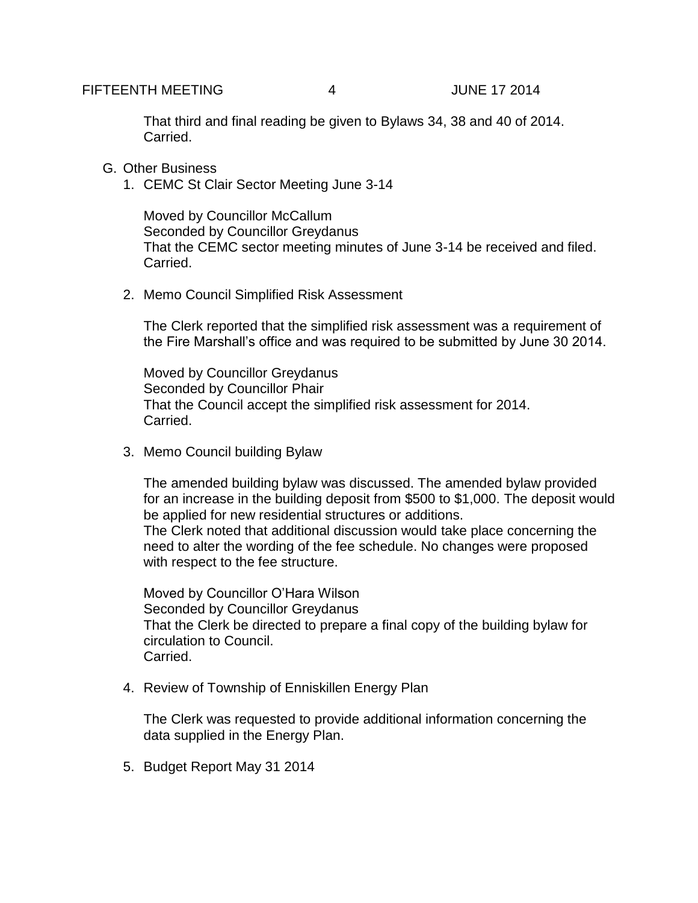That third and final reading be given to Bylaws 34, 38 and 40 of 2014.
Carried.

G. Other Business

1. CEMC St Clair Sector Meeting June 3-14

   Moved by Councillor McCallum
   Seconded by Councillor Greydanus
   That the CEMC sector meeting minutes of June 3-14 be received and filed.
   Carried.

2. Memo Council Simplified Risk Assessment

   The Clerk reported that the simplified risk assessment was a requirement of the Fire Marshall's office and was required to be submitted by June 30 2014.

   Moved by Councillor Greydanus
   Seconded by Councillor Phair
   That the Council accept the simplified risk assessment for 2014.
   Carried.

3. Memo Council building Bylaw

   The amended building bylaw was discussed. The amended bylaw provided for an increase in the building deposit from $500 to $1,000. The deposit would be applied for new residential structures or additions.
   The Clerk noted that additional discussion would take place concerning the need to alter the wording of the fee schedule. No changes were proposed with respect to the fee structure.

   Moved by Councillor O'Hara Wilson
   Seconded by Councillor Greydanus
   That the Clerk be directed to prepare a final copy of the building bylaw for circulation to Council.
   Carried.

4. Review of Township of Enniskillen Energy Plan

   The Clerk was requested to provide additional information concerning the data supplied in the Energy Plan.

5. Budget Report May 31 2014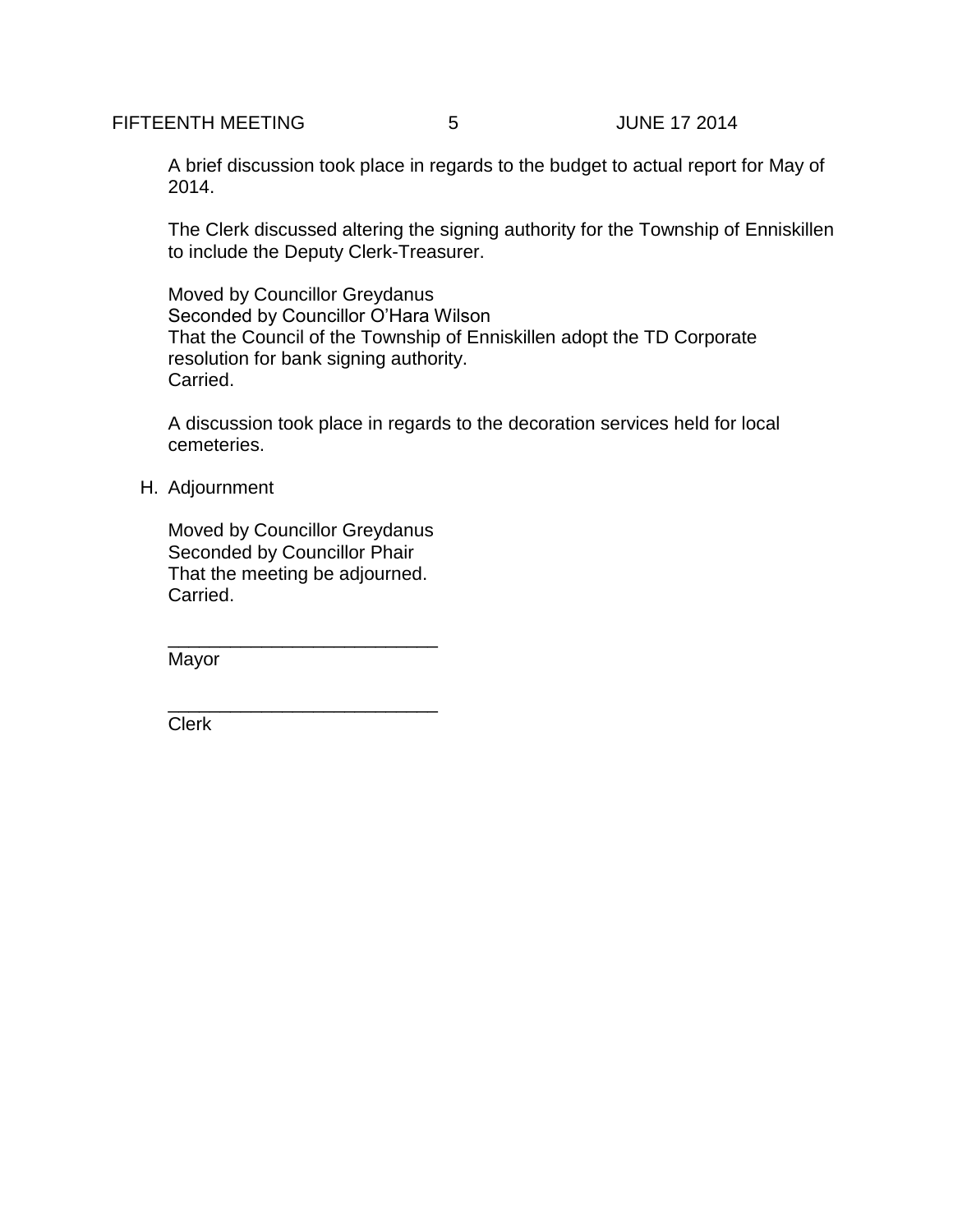A brief discussion took place in regards to the budget to actual report for May of 2014.

The Clerk discussed altering the signing authority for the Township of Enniskillen to include the Deputy Clerk-Treasurer.

Moved by Councillor Greydanus
Seconded by Councillor O'Hara Wilson
That the Council of the Township of Enniskillen adopt the TD Corporate resolution for bank signing authority.
Carried.

A discussion took place in regards to the decoration services held for local cemeteries.

H. Adjournment

Moved by Councillor Greydanus
Seconded by Councillor Phair
That the meeting be adjourned.
Carried.

__________________________
Mayor

__________________________
Clerk